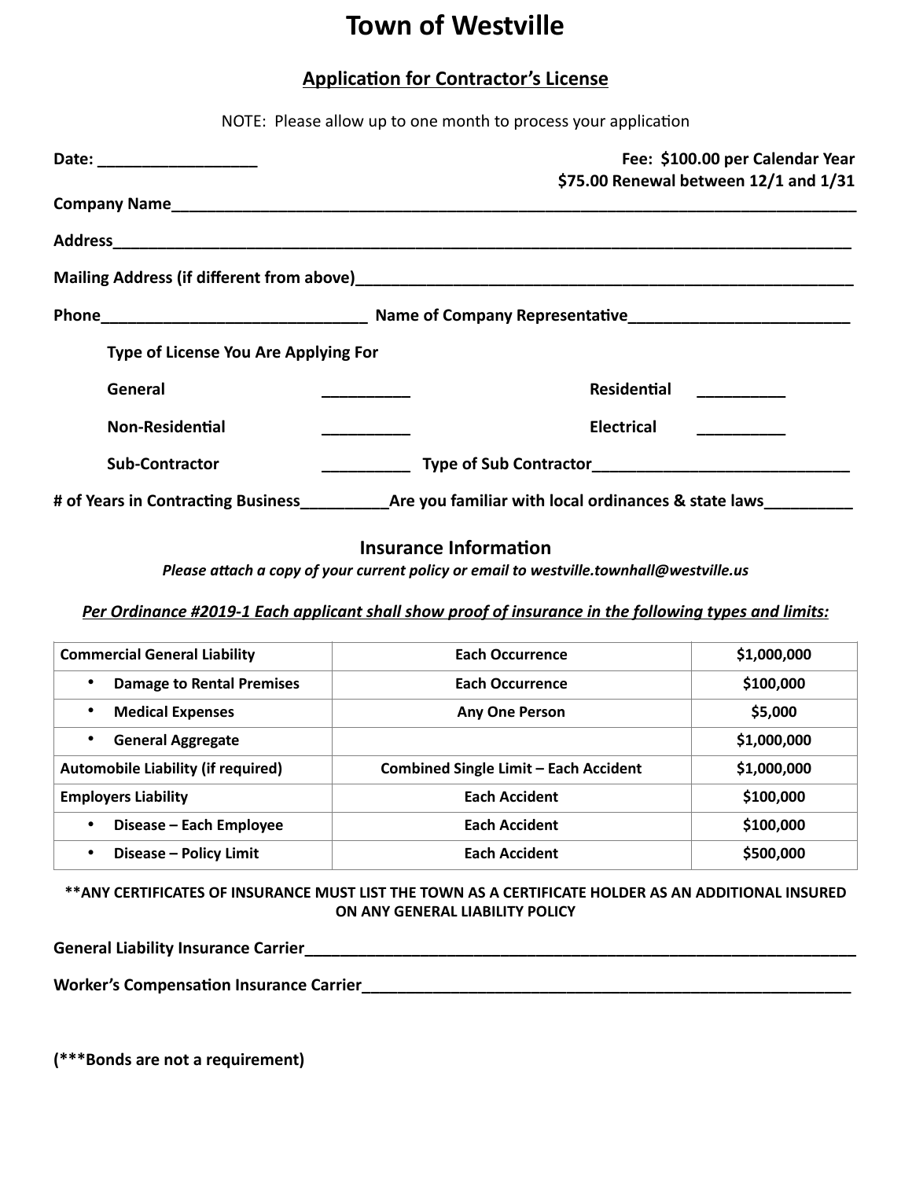# Town of Westville

## Application for Contractor's License

NOTE: Please allow up to one month to process your application

**Date:** ___________________

**Fee: $100.00 per Calendar Year**
**$75.00 Renewal between 12/1 and 1/31**

**Company Name**_______________________________________________________________________________

**Address**_____________________________________________________________________________________

**Mailing Address (if different from above)**_____________________________________________________________

**Phone**_______________________________ **Name of Company Representative**__________________________

**Type of License You Are Applying For**

**General** __________ **Residential** __________

**Non-Residential** __________ **Electrical** __________

**Sub-Contractor** __________ **Type of Sub Contractor**_____________________________

**# of Years in Contracting Business**__________**Are you familiar with local ordinances & state laws**__________

### Insurance Information

***Please attach a copy of your current policy or email to westville.townhall@westville.us***

***Per Ordinance #2019-1 Each applicant shall show proof of insurance in the following types and limits:***

| | | |
|---|---|---|
| **Commercial General Liability** | **Each Occurrence** | **$1,000,000** |
| • **Damage to Rental Premises** | **Each Occurrence** | **$100,000** |
| • **Medical Expenses** | **Any One Person** | **$5,000** |
| • **General Aggregate** | | **$1,000,000** |
| **Automobile Liability (if required)** | **Combined Single Limit – Each Accident** | **$1,000,000** |
| **Employers Liability** | **Each Accident** | **$100,000** |
| • **Disease – Each Employee** | **Each Accident** | **$100,000** |
| • **Disease – Policy Limit** | **Each Accident** | **$500,000** |

**\*\*ANY CERTIFICATES OF INSURANCE MUST LIST THE TOWN AS A CERTIFICATE HOLDER AS AN ADDITIONAL INSURED ON ANY GENERAL LIABILITY POLICY**

**General Liability Insurance Carrier**___________________________________________________________________

**Worker's Compensation Insurance Carrier**_____________________________________________________________

**(\*\*\*Bonds are not a requirement)**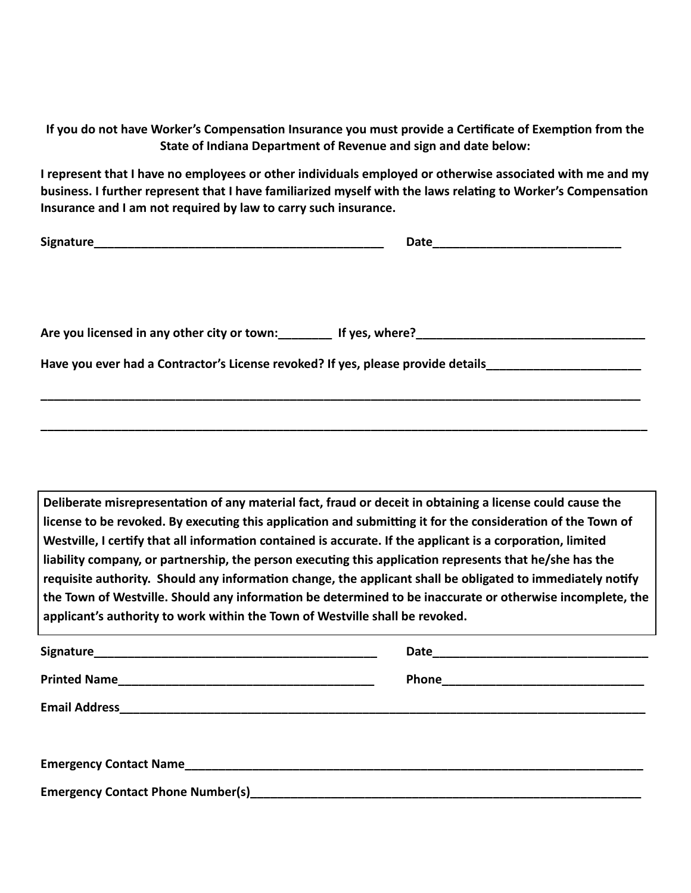**If you do not have Worker's Compensation Insurance you must provide a Certificate of Exemption from the State of Indiana Department of Revenue and sign and date below:**

**I represent that I have no employees or other individuals employed or otherwise associated with me and my business. I further represent that I have familiarized myself with the laws relating to Worker's Compensation Insurance and I am not required by law to carry such insurance.**

**Signature**_____________________________________________ **Date**____________________________

**Are you licensed in any other city or town:**________ **If yes, where?**__________________________________

**Have you ever had a Contractor's License revoked? If yes, please provide details**_______________________

______________________________________________________________________________________________

______________________________________________________________________________________________

**Deliberate misrepresentation of any material fact, fraud or deceit in obtaining a license could cause the license to be revoked. By executing this application and submitting it for the consideration of the Town of Westville, I certify that all information contained is accurate. If the applicant is a corporation, limited liability company, or partnership, the person executing this application represents that he/she has the requisite authority. Should any information change, the applicant shall be obligated to immediately notify the Town of Westville. Should any information be determined to be inaccurate or otherwise incomplete, the applicant's authority to work within the Town of Westville shall be revoked.**

**Signature**____________________________________________ **Date**________________________________

**Printed Name**_______________________________________ **Phone**_______________________________

**Email Address**________________________________________________________________________________

**Emergency Contact Name**______________________________________________________________________

**Emergency Contact Phone Number(s)**____________________________________________________________